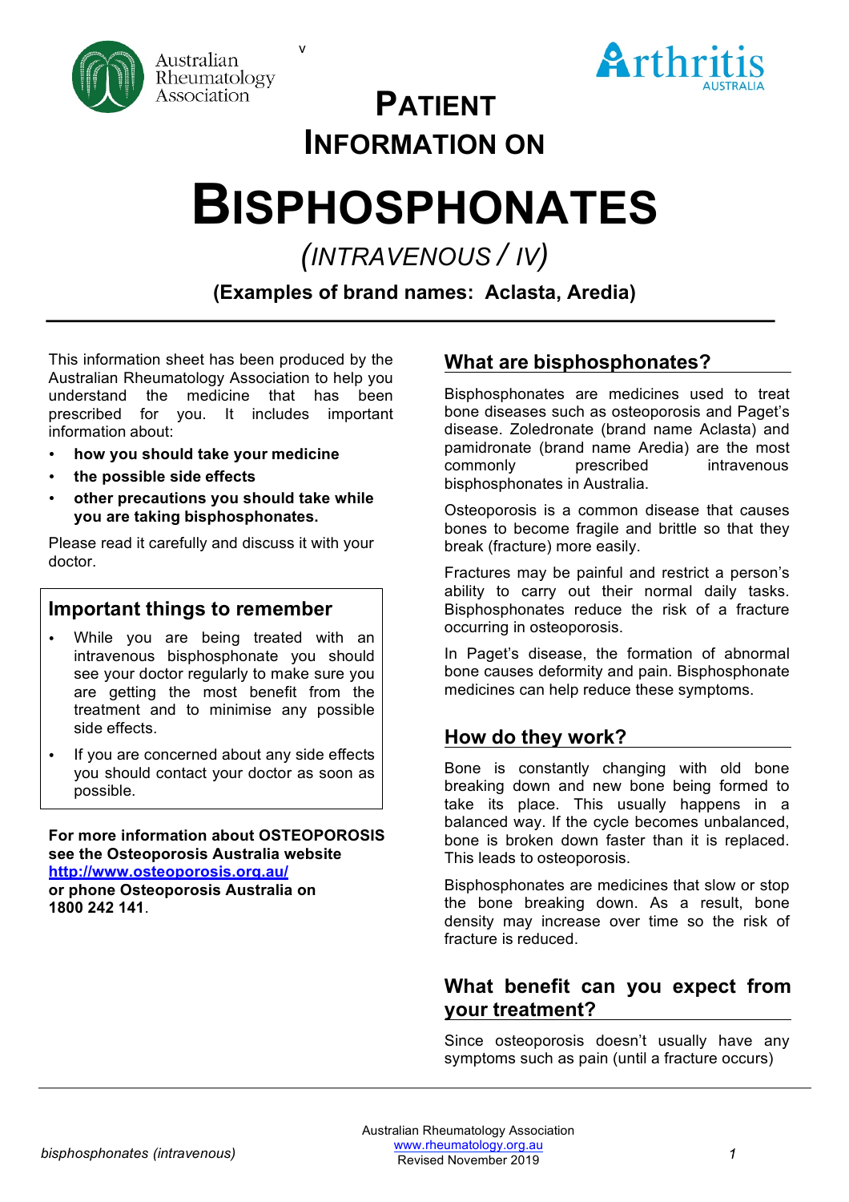Australian Rheumatology Association

Arthritis AUSTRALIA

# PATIENT INFORMATION ON

# BISPHOSPHONATES

## *(INTRAVENOUS / IV)*

**(Examples of brand names: Aclasta, Aredia)**

This information sheet has been produced by the Australian Rheumatology Association to help you understand the medicine that has been prescribed for you. It includes important information about:

- **how you should take your medicine**
- **the possible side effects**
- **other precautions you should take while you are taking bisphosphonates.**

Please read it carefully and discuss it with your doctor.

## Important things to remember

- While you are being treated with an intravenous bisphosphonate you should see your doctor regularly to make sure you are getting the most benefit from the treatment and to minimise any possible side effects.
- If you are concerned about any side effects you should contact your doctor as soon as possible.

**For more information about OSTEOPOROSIS see the Osteoporosis Australia website [http://www.osteoporosis.org.au/](http://www.osteoporosis.org.au/) or phone Osteoporosis Australia on 1800 242 141**.

## What are bisphosphonates?

Bisphosphonates are medicines used to treat bone diseases such as osteoporosis and Paget's disease. Zoledronate (brand name Aclasta) and pamidronate (brand name Aredia) are the most commonly prescribed intravenous bisphosphonates in Australia.

Osteoporosis is a common disease that causes bones to become fragile and brittle so that they break (fracture) more easily.

Fractures may be painful and restrict a person's ability to carry out their normal daily tasks. Bisphosphonates reduce the risk of a fracture occurring in osteoporosis.

In Paget's disease, the formation of abnormal bone causes deformity and pain. Bisphosphonate medicines can help reduce these symptoms.

## How do they work?

Bone is constantly changing with old bone breaking down and new bone being formed to take its place. This usually happens in a balanced way. If the cycle becomes unbalanced, bone is broken down faster than it is replaced. This leads to osteoporosis.

Bisphosphonates are medicines that slow or stop the bone breaking down. As a result, bone density may increase over time so the risk of fracture is reduced.

## What benefit can you expect from your treatment?

Since osteoporosis doesn't usually have any symptoms such as pain (until a fracture occurs)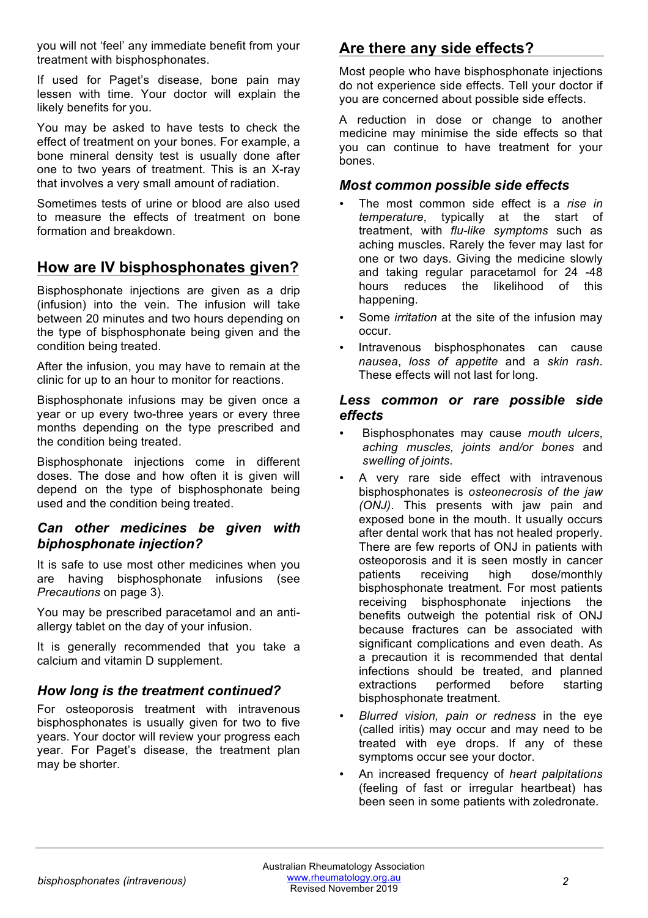you will not 'feel' any immediate benefit from your treatment with bisphosphonates.

If used for Paget's disease, bone pain may lessen with time. Your doctor will explain the likely benefits for you.

You may be asked to have tests to check the effect of treatment on your bones. For example, a bone mineral density test is usually done after one to two years of treatment. This is an X-ray that involves a very small amount of radiation.

Sometimes tests of urine or blood are also used to measure the effects of treatment on bone formation and breakdown.

## How are IV bisphosphonates given?

Bisphosphonate injections are given as a drip (infusion) into the vein. The infusion will take between 20 minutes and two hours depending on the type of bisphosphonate being given and the condition being treated.

After the infusion, you may have to remain at the clinic for up to an hour to monitor for reactions.

Bisphosphonate infusions may be given once a year or up every two-three years or every three months depending on the type prescribed and the condition being treated.

Bisphosphonate injections come in different doses. The dose and how often it is given will depend on the type of bisphosphonate being used and the condition being treated.

### *Can other medicines be given with biphosphonate injection?*

It is safe to use most other medicines when you are having bisphosphonate infusions (see *Precautions* on page 3).

You may be prescribed paracetamol and an anti-allergy tablet on the day of your infusion.

It is generally recommended that you take a calcium and vitamin D supplement.

### *How long is the treatment continued?*

For osteoporosis treatment with intravenous bisphosphonates is usually given for two to five years. Your doctor will review your progress each year. For Paget's disease, the treatment plan may be shorter.

## Are there any side effects?

Most people who have bisphosphonate injections do not experience side effects. Tell your doctor if you are concerned about possible side effects.

A reduction in dose or change to another medicine may minimise the side effects so that you can continue to have treatment for your bones.

### *Most common possible side effects*

- The most common side effect is a *rise in temperature*, typically at the start of treatment, with *flu-like symptoms* such as aching muscles. Rarely the fever may last for one or two days. Giving the medicine slowly and taking regular paracetamol for 24 -48 hours reduces the likelihood of this happening.
- Some *irritation* at the site of the infusion may occur.
- Intravenous bisphosphonates can cause *nausea*, *loss of appetite* and a *skin rash*. These effects will not last for long.

### *Less common or rare possible side effects*

- Bisphosphonates may cause *mouth ulcers*, *aching muscles, joints and/or bones* and *swelling of joints*.
- A very rare side effect with intravenous bisphosphonates is *osteonecrosis of the jaw (ONJ)*. This presents with jaw pain and exposed bone in the mouth. It usually occurs after dental work that has not healed properly. There are few reports of ONJ in patients with osteoporosis and it is seen mostly in cancer patients receiving high dose/monthly bisphosphonate treatment. For most patients receiving bisphosphonate injections the benefits outweigh the potential risk of ONJ because fractures can be associated with significant complications and even death. As a precaution it is recommended that dental infections should be treated, and planned extractions performed before starting bisphosphonate treatment.
- *Blurred vision, pain or redness* in the eye (called iritis) may occur and may need to be treated with eye drops. If any of these symptoms occur see your doctor.
- An increased frequency of *heart palpitations* (feeling of fast or irregular heartbeat) has been seen in some patients with zoledronate.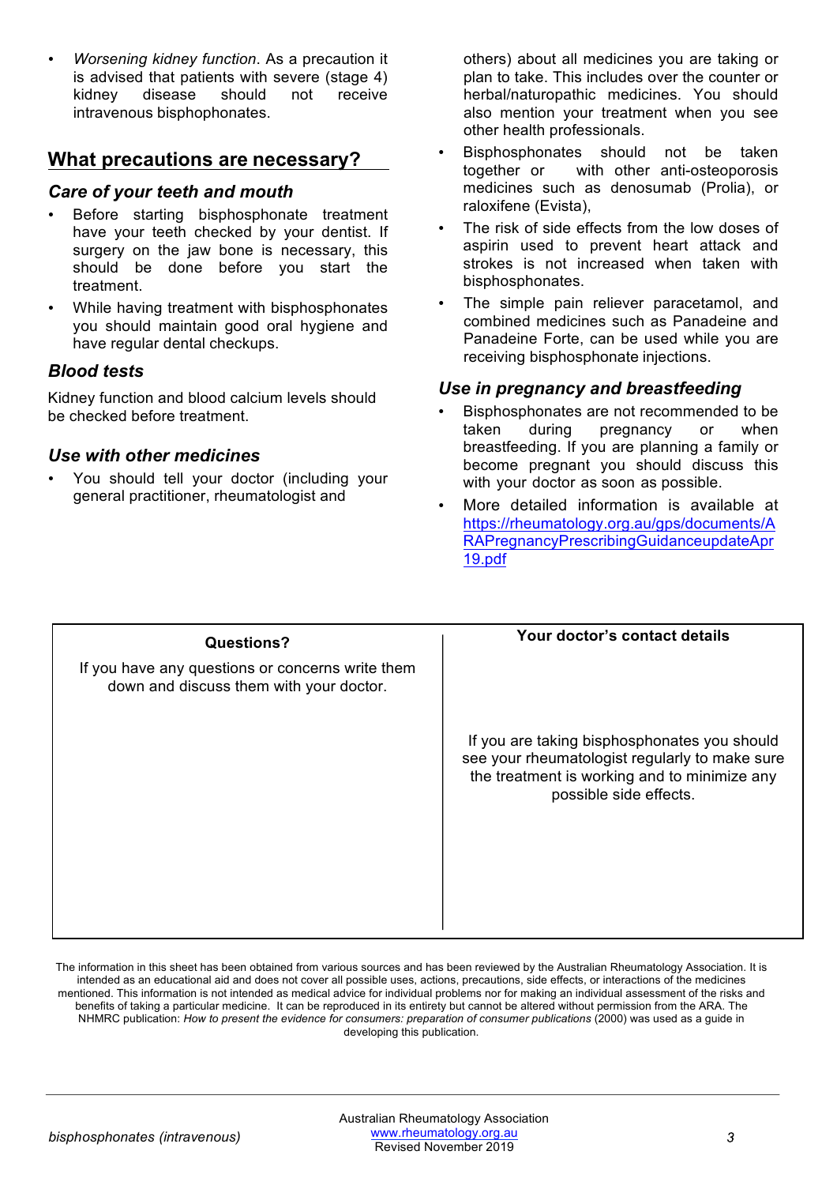- *Worsening kidney function*. As a precaution it is advised that patients with severe (stage 4) kidney disease should not receive intravenous bisphophonates.

## What precautions are necessary?

### *Care of your teeth and mouth*

- Before starting bisphosphonate treatment have your teeth checked by your dentist. If surgery on the jaw bone is necessary, this should be done before you start the treatment.
- While having treatment with bisphosphonates you should maintain good oral hygiene and have regular dental checkups.

### *Blood tests*

Kidney function and blood calcium levels should be checked before treatment.

### *Use with other medicines*

- You should tell your doctor (including your general practitioner, rheumatologist and others) about all medicines you are taking or plan to take. This includes over the counter or herbal/naturopathic medicines. You should also mention your treatment when you see other health professionals.
- Bisphosphonates should not be taken together or with other anti-osteoporosis medicines such as denosumab (Prolia), or raloxifene (Evista),
- The risk of side effects from the low doses of aspirin used to prevent heart attack and strokes is not increased when taken with bisphosphonates.
- The simple pain reliever paracetamol, and combined medicines such as Panadeine and Panadeine Forte, can be used while you are receiving bisphosphonate injections.

### *Use in pregnancy and breastfeeding*

- Bisphosphonates are not recommended to be taken during pregnancy or when breastfeeding. If you are planning a family or become pregnant you should discuss this with your doctor as soon as possible.
- More detailed information is available at https://rheumatology.org.au/gps/documents/ARAPregnancyPrescribingGuidanceupdateApr19.pdf

| **Questions?** | **Your doctor's contact details** |
|---|---|
| If you have any questions or concerns write them down and discuss them with your doctor. | If you are taking bisphosphonates you should see your rheumatologist regularly to make sure the treatment is working and to minimize any possible side effects. |

The information in this sheet has been obtained from various sources and has been reviewed by the Australian Rheumatology Association. It is intended as an educational aid and does not cover all possible uses, actions, precautions, side effects, or interactions of the medicines mentioned. This information is not intended as medical advice for individual problems nor for making an individual assessment of the risks and benefits of taking a particular medicine. It can be reproduced in its entirety but cannot be altered without permission from the ARA. The NHMRC publication: *How to present the evidence for consumers: preparation of consumer publications* (2000) was used as a guide in developing this publication.